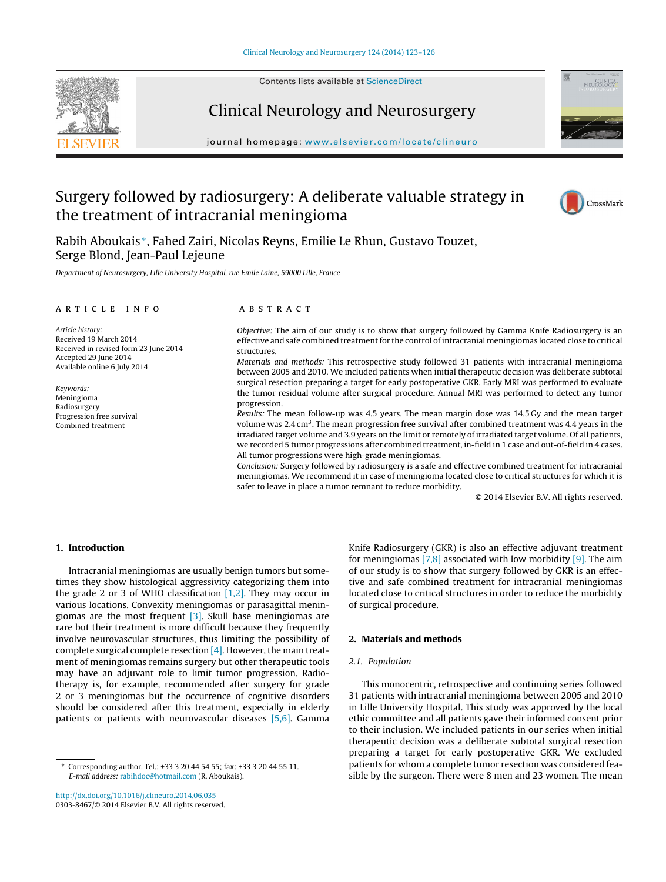# Surgery followed by radiosurgery: A deliberate valuable strategy in the treatment of intracranial meningioma

Rabih Aboukais*, Fahed Zairi, Nicolas Reyns, Emilie Le Rhun, Gustavo Touzet, Serge Blond, Jean-Paul Lejeune

*Department of Neurosurgery, Lille University Hospital, rue Emile Laine, 59000 Lille, France*

## ARTICLE INFO

*Article history:*
Received 19 March 2014
Received in revised form 23 June 2014
Accepted 29 June 2014
Available online 6 July 2014

*Keywords:*
Meningioma
Radiosurgery
Progression free survival
Combined treatment

## ABSTRACT

*Objective:* The aim of our study is to show that surgery followed by Gamma Knife Radiosurgery is an effective and safe combined treatment for the control of intracranial meningiomas located close to critical structures.

*Materials and methods:* This retrospective study followed 31 patients with intracranial meningioma between 2005 and 2010. We included patients when initial therapeutic decision was deliberate subtotal surgical resection preparing a target for early postoperative GKR. Early MRI was performed to evaluate the tumor residual volume after surgical procedure. Annual MRI was performed to detect any tumor progression.

*Results:* The mean follow-up was 4.5 years. The mean margin dose was 14.5 Gy and the mean target volume was 2.4 $cm^3$. The mean progression free survival after combined treatment was 4.4 years in the irradiated target volume and 3.9 years on the limit or remotely of irradiated target volume. Of all patients, we recorded 5 tumor progressions after combined treatment, in-field in 1 case and out-of-field in 4 cases. All tumor progressions were high-grade meningiomas.

*Conclusion:* Surgery followed by radiosurgery is a safe and effective combined treatment for intracranial meningiomas. We recommend it in case of meningioma located close to critical structures for which it is safer to leave in place a tumor remnant to reduce morbidity.

© 2014 Elsevier B.V. All rights reserved.

## 1. Introduction

Intracranial meningiomas are usually benign tumors but sometimes they show histological aggressivity categorizing them into the grade 2 or 3 of WHO classification [1,2]. They may occur in various locations. Convexity meningiomas or parasagittal meningiomas are the most frequent [3]. Skull base meningiomas are rare but their treatment is more difficult because they frequently involve neurovascular structures, thus limiting the possibility of complete surgical complete resection [4]. However, the main treatment of meningiomas remains surgery but other therapeutic tools may have an adjuvant role to limit tumor progression. Radiotherapy is, for example, recommended after surgery for grade 2 or 3 meningiomas but the occurrence of cognitive disorders should be considered after this treatment, especially in elderly patients or patients with neurovascular diseases [5,6]. Gamma Knife Radiosurgery (GKR) is also an effective adjuvant treatment for meningiomas [7,8] associated with low morbidity [9]. The aim of our study is to show that surgery followed by GKR is an effective and safe combined treatment for intracranial meningiomas located close to critical structures in order to reduce the morbidity of surgical procedure.

## 2. Materials and methods

### 2.1. Population

This monocentric, retrospective and continuing series followed 31 patients with intracranial meningioma between 2005 and 2010 in Lille University Hospital. This study was approved by the local ethic committee and all patients gave their informed consent prior to their inclusion. We included patients in our series when initial therapeutic decision was a deliberate subtotal surgical resection preparing a target for early postoperative GKR. We excluded patients for whom a complete tumor resection was considered feasible by the surgeon. There were 8 men and 23 women. The mean

* Corresponding author. Tel.: +33 3 20 44 54 55; fax: +33 3 20 44 55 11. *E-mail address:* rabihdoc@hotmail.com (R. Aboukais).

http://dx.doi.org/10.1016/j.clineuro.2014.06.035
0303-8467/© 2014 Elsevier B.V. All rights reserved.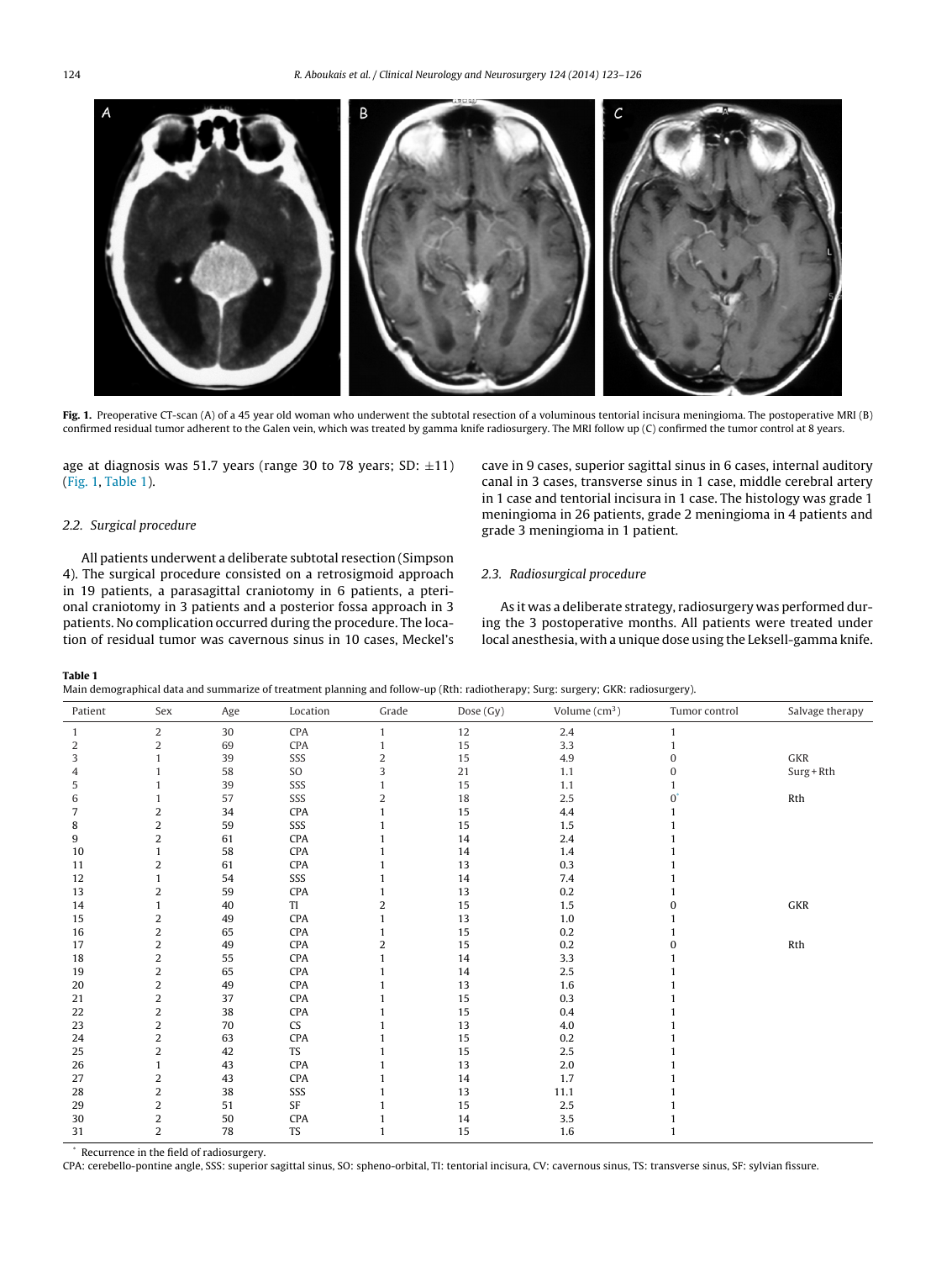Fig. 1. Preoperative CT-scan (A) of a 45 year old woman who underwent the subtotal resection of a voluminous tentorial incisura meningioma. The postoperative MRI (B) confirmed residual tumor adherent to the Galen vein, which was treated by gamma knife radiosurgery. The MRI follow up (C) confirmed the tumor control at 8 years.

age at diagnosis was 51.7 years (range 30 to 78 years; SD: ±11) (Fig. 1, Table 1).

### 2.2. Surgical procedure

All patients underwent a deliberate subtotal resection (Simpson 4). The surgical procedure consisted on a retrosigmoid approach in 19 patients, a parasagittal craniotomy in 6 patients, a pterional craniotomy in 3 patients and a posterior fossa approach in 3 patients. No complication occurred during the procedure. The location of residual tumor was cavernous sinus in 10 cases, Meckel's cave in 9 cases, superior sagittal sinus in 6 cases, internal auditory canal in 3 cases, transverse sinus in 1 case, middle cerebral artery in 1 case and tentorial incisura in 1 case. The histology was grade 1 meningioma in 26 patients, grade 2 meningioma in 4 patients and grade 3 meningioma in 1 patient.

### 2.3. Radiosurgical procedure

As it was a deliberate strategy, radiosurgery was performed during the 3 postoperative months. All patients were treated under local anesthesia, with a unique dose using the Leksell-gamma knife.

**Table 1**
Main demographical data and summarize of treatment planning and follow-up (Rth: radiotherapy; Surg: surgery; GKR: radiosurgery).

| Patient | Sex | Age | Location | Grade | Dose (Gy) | Volume ($cm^3$) | Tumor control | Salvage therapy |
|---|---|---|---|---|---|---|---|---|
| 1 | 2 | 30 | CPA | 1 | 12 | 2.4 | 1 | |
| 2 | 2 | 69 | CPA | 1 | 15 | 3.3 | 1 | |
| 3 | 1 | 39 | SSS | 2 | 15 | 4.9 | 0 | GKR |
| 4 | 1 | 58 | SO | 3 | 21 | 1.1 | 0 | Surg + Rth |
| 5 | 1 | 39 | SSS | 1 | 15 | 1.1 | 1 | |
| 6 | 1 | 57 | SSS | 2 | 18 | 2.5 | 0* | Rth |
| 7 | 2 | 34 | CPA | 1 | 15 | 4.4 | 1 | |
| 8 | 2 | 59 | SSS | 1 | 15 | 1.5 | 1 | |
| 9 | 2 | 61 | CPA | 1 | 14 | 2.4 | 1 | |
| 10 | 1 | 58 | CPA | 1 | 14 | 1.4 | 1 | |
| 11 | 2 | 61 | CPA | 1 | 13 | 0.3 | 1 | |
| 12 | 1 | 54 | SSS | 1 | 14 | 7.4 | 1 | |
| 13 | 2 | 59 | CPA | 1 | 13 | 0.2 | 1 | |
| 14 | 1 | 40 | TI | 2 | 15 | 1.5 | 0 | GKR |
| 15 | 2 | 49 | CPA | 1 | 13 | 1.0 | 1 | |
| 16 | 2 | 65 | CPA | 1 | 15 | 0.2 | 1 | |
| 17 | 2 | 49 | CPA | 2 | 15 | 0.2 | 0 | Rth |
| 18 | 2 | 55 | CPA | 1 | 14 | 3.3 | 1 | |
| 19 | 2 | 65 | CPA | 1 | 14 | 2.5 | 1 | |
| 20 | 2 | 49 | CPA | 1 | 13 | 1.6 | 1 | |
| 21 | 2 | 37 | CPA | 1 | 15 | 0.3 | 1 | |
| 22 | 2 | 38 | CPA | 1 | 15 | 0.4 | 1 | |
| 23 | 2 | 70 | CS | 1 | 13 | 4.0 | 1 | |
| 24 | 2 | 63 | CPA | 1 | 15 | 0.2 | 1 | |
| 25 | 2 | 42 | TS | 1 | 15 | 2.5 | 1 | |
| 26 | 1 | 43 | CPA | 1 | 13 | 2.0 | 1 | |
| 27 | 2 | 43 | CPA | 1 | 14 | 1.7 | 1 | |
| 28 | 2 | 38 | SSS | 1 | 13 | 11.1 | 1 | |
| 29 | 2 | 51 | SF | 1 | 15 | 2.5 | 1 | |
| 30 | 2 | 50 | CPA | 1 | 14 | 3.5 | 1 | |
| 31 | 2 | 78 | TS | 1 | 15 | 1.6 | 1 | |

\* Recurrence in the field of radiosurgery.

CPA: cerebello-pontine angle, SSS: superior sagittal sinus, SO: spheno-orbital, TI: tentorial incisura, CV: cavernous sinus, TS: transverse sinus, SF: sylvian fissure.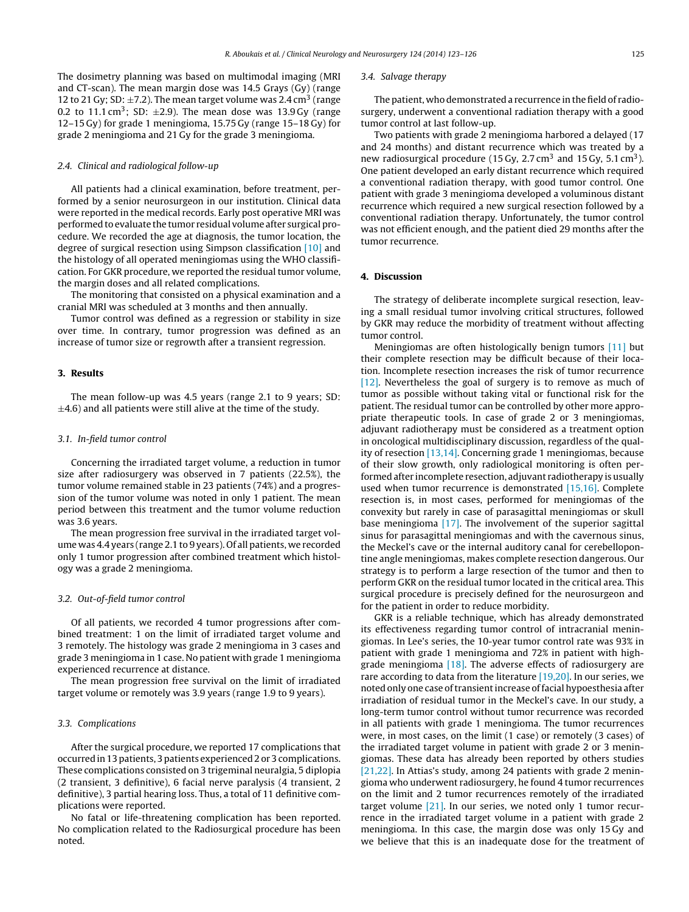The dosimetry planning was based on multimodal imaging (MRI and CT-scan). The mean margin dose was 14.5 Grays (Gy) (range 12 to 21 Gy; SD: ±7.2). The mean target volume was 2.4 $cm^3$ (range 0.2 to 11.1 $cm^3$; SD: ±2.9). The mean dose was 13.9 Gy (range 12–15 Gy) for grade 1 meningioma, 15.75 Gy (range 15–18 Gy) for grade 2 meningioma and 21 Gy for the grade 3 meningioma.

### 2.4. Clinical and radiological follow-up

All patients had a clinical examination, before treatment, performed by a senior neurosurgeon in our institution. Clinical data were reported in the medical records. Early post operative MRI was performed to evaluate the tumor residual volume after surgical procedure. We recorded the age at diagnosis, the tumor location, the degree of surgical resection using Simpson classification [10] and the histology of all operated meningiomas using the WHO classification. For GKR procedure, we reported the residual tumor volume, the margin doses and all related complications.

The monitoring that consisted on a physical examination and a cranial MRI was scheduled at 3 months and then annually.

Tumor control was defined as a regression or stability in size over time. In contrary, tumor progression was defined as an increase of tumor size or regrowth after a transient regression.

## 3. Results

The mean follow-up was 4.5 years (range 2.1 to 9 years; SD: ±4.6) and all patients were still alive at the time of the study.

### 3.1. In-field tumor control

Concerning the irradiated target volume, a reduction in tumor size after radiosurgery was observed in 7 patients (22.5%), the tumor volume remained stable in 23 patients (74%) and a progression of the tumor volume was noted in only 1 patient. The mean period between this treatment and the tumor volume reduction was 3.6 years.

The mean progression free survival in the irradiated target volume was 4.4 years (range 2.1 to 9 years). Of all patients, we recorded only 1 tumor progression after combined treatment which histology was a grade 2 meningioma.

### 3.2. Out-of-field tumor control

Of all patients, we recorded 4 tumor progressions after combined treatment: 1 on the limit of irradiated target volume and 3 remotely. The histology was grade 2 meningioma in 3 cases and grade 3 meningioma in 1 case. No patient with grade 1 meningioma experienced recurrence at distance.

The mean progression free survival on the limit of irradiated target volume or remotely was 3.9 years (range 1.9 to 9 years).

### 3.3. Complications

After the surgical procedure, we reported 17 complications that occurred in 13 patients, 3 patients experienced 2 or 3 complications. These complications consisted on 3 trigeminal neuralgia, 5 diplopia (2 transient, 3 definitive), 6 facial nerve paralysis (4 transient, 2 definitive), 3 partial hearing loss. Thus, a total of 11 definitive complications were reported.

No fatal or life-threatening complication has been reported. No complication related to the Radiosurgical procedure has been noted.

### 3.4. Salvage therapy

The patient, who demonstrated a recurrence in the field of radiosurgery, underwent a conventional radiation therapy with a good tumor control at last follow-up.

Two patients with grade 2 meningioma harbored a delayed (17 and 24 months) and distant recurrence which was treated by a new radiosurgical procedure (15 Gy, 2.7 $cm^3$ and 15 Gy, 5.1 $cm^3$). One patient developed an early distant recurrence which required a conventional radiation therapy, with good tumor control. One patient with grade 3 meningioma developed a voluminous distant recurrence which required a new surgical resection followed by a conventional radiation therapy. Unfortunately, the tumor control was not efficient enough, and the patient died 29 months after the tumor recurrence.

## 4. Discussion

The strategy of deliberate incomplete surgical resection, leaving a small residual tumor involving critical structures, followed by GKR may reduce the morbidity of treatment without affecting tumor control.

Meningiomas are often histologically benign tumors [11] but their complete resection may be difficult because of their location. Incomplete resection increases the risk of tumor recurrence [12]. Nevertheless the goal of surgery is to remove as much of tumor as possible without taking vital or functional risk for the patient. The residual tumor can be controlled by other more appropriate therapeutic tools. In case of grade 2 or 3 meningiomas, adjuvant radiotherapy must be considered as a treatment option in oncological multidisciplinary discussion, regardless of the quality of resection [13,14]. Concerning grade 1 meningiomas, because of their slow growth, only radiological monitoring is often performed after incomplete resection, adjuvant radiotherapy is usually used when tumor recurrence is demonstrated [15,16]. Complete resection is, in most cases, performed for meningiomas of the convexity but rarely in case of parasagittal meningiomas or skull base meningioma [17]. The involvement of the superior sagittal sinus for parasagittal meningiomas and with the cavernous sinus, the Meckel's cave or the internal auditory canal for cerebellopontine angle meningiomas, makes complete resection dangerous. Our strategy is to perform a large resection of the tumor and then to perform GKR on the residual tumor located in the critical area. This surgical procedure is precisely defined for the neurosurgeon and for the patient in order to reduce morbidity.

GKR is a reliable technique, which has already demonstrated its effectiveness regarding tumor control of intracranial meningiomas. In Lee's series, the 10-year tumor control rate was 93% in patient with grade 1 meningioma and 72% in patient with high-grade meningioma [18]. The adverse effects of radiosurgery are rare according to data from the literature [19,20]. In our series, we noted only one case of transient increase of facial hypoesthesia after irradiation of residual tumor in the Meckel's cave. In our study, a long-term tumor control without tumor recurrence was recorded in all patients with grade 1 meningioma. The tumor recurrences were, in most cases, on the limit (1 case) or remotely (3 cases) of the irradiated target volume in patient with grade 2 or 3 meningiomas. These data has already been reported by others studies [21,22]. In Attias's study, among 24 patients with grade 2 meningioma who underwent radiosurgery, he found 4 tumor recurrences on the limit and 2 tumor recurrences remotely of the irradiated target volume [21]. In our series, we noted only 1 tumor recurrence in the irradiated target volume in a patient with grade 2 meningioma. In this case, the margin dose was only 15 Gy and we believe that this is an inadequate dose for the treatment of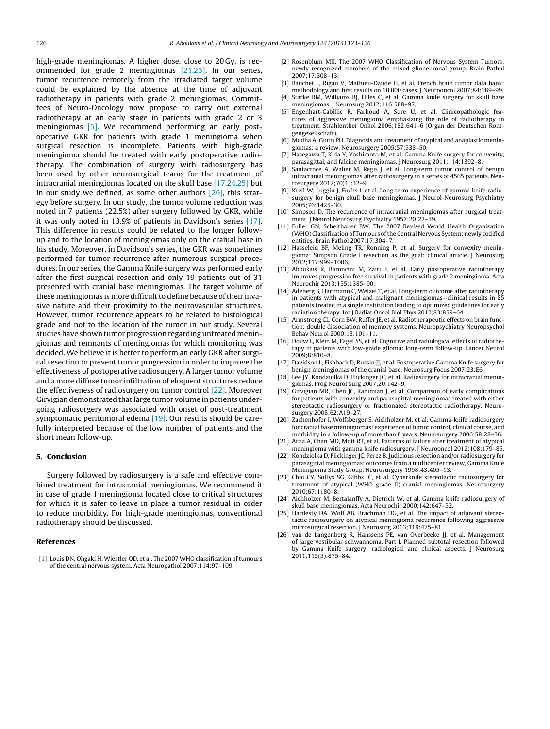high-grade meningiomas. A higher dose, close to 20 Gy, is recommended for grade 2 meningiomas [21,23]. In our series, tumor recurrence remotely from the irradiated target volume could be explained by the absence at the time of adjuvant radiotherapy in patients with grade 2 meningiomas. Committees of Neuro-Oncology now propose to carry out external radiotherapy at an early stage in patients with grade 2 or 3 meningiomas [5]. We recommend performing an early postoperative GKR for patients with grade 1 meningioma when surgical resection is incomplete. Patients with high-grade meningioma should be treated with early postoperative radiotherapy. The combination of surgery with radiosurgery has been used by other neurosurgical teams for the treatment of intracranial meningiomas located on the skull base [17,24,25] but in our study we defined, as some other authors [26], this strategy before surgery. In our study, the tumor volume reduction was noted in 7 patients (22.5%) after surgery followed by GKR, while it was only noted in 13.9% of patients in Davidson's series [17]. This difference in results could be related to the longer follow-up and to the location of meningiomas only on the cranial base in his study. Moreover, in Davidson's series, the GKR was sometimes performed for tumor recurrence after numerous surgical procedures. In our series, the Gamma Knife surgery was performed early after the first surgical resection and only 19 patients out of 31 presented with cranial base meningiomas. The target volume of these meningiomas is more difficult to define because of their invasive nature and their proximity to the neurovascular structures. However, tumor recurrence appears to be related to histological grade and not to the location of the tumor in our study. Several studies have shown tumor progression regarding untreated meningiomas and remnants of meningiomas for which monitoring was decided. We believe it is better to perform an early GKR after surgical resection to prevent tumor progression in order to improve the effectiveness of postoperative radiosurgery. A larger tumor volume and a more diffuse tumor infiltration of eloquent structures reduce the effectiveness of radiosurgery on tumor control [22]. Moreover Girvigian demonstrated that large tumor volume in patients undergoing radiosurgery was associated with onset of post-treatment symptomatic peritumoral edema [19]. Our results should be carefully interpreted because of the low number of patients and the short mean follow-up.

## 5. Conclusion

Surgery followed by radiosurgery is a safe and effective combined treatment for intracranial meningiomas. We recommend it in case of grade 1 meningioma located close to critical structures for which it is safer to leave in place a tumor residual in order to reduce morbidity. For high-grade meningiomas, conventional radiotherapy should be discussed.

## References

[1] Louis DN, Ohgaki H, Wiestler OD, et al. The 2007 WHO classification of tumours of the central nervous system. Acta Neuropathol 2007;114:97–109.

[2] Rosenblum MK. The 2007 WHO Classification of Nervous System Tumors: newly recognized members of the mixed glioneuronal group. Brain Pathol 2007;17:308–13.

[3] Bauchet L, Rigau V, Mathieu-Daude H, et al. French brain tumor data bank: methodology and first results on 10,000 cases. J Neurooncol 2007;84:189–99.

[4] Starke RM, Williams BJ, Hiles C, et al. Gamma knife surgery for skull base meningiomas. J Neurosurg 2012;116:588–97.

[5] Engenhart-Cabillic R, Farhoud A, Sure U, et al. Clinicopathologic features of aggressive meningioma emphasizing the role of radiotherapy in treatment. Strahlenther Onkol 2006;182:641–6 (Organ der Deutschen Rontgengesellschaft).

[6] Modha A, Gutin PH. Diagnosis and treatment of atypical and anaplastic meningiomas: a review. Neurosurgery 2005;57:538–50.

[7] Hasegawa T, Kida Y, Yoshimoto M, et al. Gamma Knife surgery for convexity, parasagittal, and falcine meningiomas. J Neurosurg 2011;114:1392–8.

[8] Santacroce A, Walier M, Regis J, et al. Long-term tumor control of benign intracranial meningiomas after radiosurgery in a series of 4565 patients. Neurosurgery 2012;70(1):32–9.

[9] Kreil W, Luggin J, Fuchs I, et al. Long term experience of gamma knife radiosurgery for benign skull base meningiomas. J Neurol Neurosurg Psychiatry 2005;76:1425–30.

[10] Simpson D. The recurrence of intracranial meningiomas after surgical treatment. J Neurol Neurosurg Psychiatry 1957;20:22–39.

[11] Fuller GN, Scheithauer BW. The 2007 Revised World Health Organization (WHO) Classification of Tumours of the Central Nervous System: newly codified entities. Brain Pathol 2007;17:304–7.

[12] Hasseleid BF, Meling TR, Ronning P, et al. Surgery for convexity meningioma: Simpson Grade I resection as the goal: clinical article. J Neurosurg 2012;117:999–1006.

[13] Aboukais R, Baroncini M, Zairi F, et al. Early postoperative radiotherapy improves progression free survival in patients with grade 2 meningioma. Acta Neurochir 2013;155:1385–90.

[14] Adeberg S, Hartmann C, Welzel T, et al. Long-term outcome after radiotherapy in patients with atypical and malignant meningiomas—clinical results in 85 patients treated in a single institution leading to optimized guidelines for early radiation therapy. Int J Radiat Oncol Biol Phys 2012;83:859–64.

[15] Armstrong CL, Corn BW, Ruffer JE, et al. Radiotherapeutic effects on brain function: double dissociation of memory systems. Neuropsychiatry Neuropsychol Behav Neurol 2000;13:101–11.

[16] Douw L, Klein M, Fagel SS, et al. Cognitive and radiological effects of radiotherapy in patients with low-grade glioma: long-term follow-up. Lancet Neurol 2009;8:810–8.

[17] Davidson L, Fishback D, Russin JJ, et al. Postoperative Gamma Knife surgery for benign meningiomas of the cranial base. Neurosurg Focus 2007;23:E6.

[18] Lee JY, Kondziolka D, Flickinger JC, et al. Radiosurgery for intracranial meningiomas. Prog Neurol Surg 2007;20:142–9.

[19] Girvigian MR, Chen JC, Rahimian J, et al. Comparison of early complications for patients with convexity and parasagittal meningiomas treated with either stereotactic radiosurgery or fractionated stereotactic radiotherapy. Neurosurgery 2008;62:A19–27.

[20] Zachenhofer I, Wolfsberger S, Aichholzer M, et al. Gamma-knife radiosurgery for cranial base meningiomas: experience of tumor control, clinical course, and morbidity in a follow-up of more than 8 years. Neurosurgery 2006;58:28–36.

[21] Attia A, Chan MD, Mott RT, et al. Patterns of failure after treatment of atypical meningioma with gamma knife radiosurgery. J Neurooncol 2012;108:179–85.

[22] Kondziolka D, Flickinger JC, Perez B. Judicious resection and/or radiosurgery for parasagittal meningiomas: outcomes from a multicenter review, Gamma Knife Meningioma Study Group. Neurosurgery 1998;43:405–13.

[23] Choi CY, Soltys SG, Gibbs IC, et al. Cyberknife stereotactic radiosurgery for treatment of atypical (WHO grade II) cranial meningiomas. Neurosurgery 2010;67:1180–8.

[24] Aichholzer M, Bertalanffy A, Dietrich W, et al. Gamma knife radiosurgery of skull base meningiomas. Acta Neurochir 2000;142:647–52.

[25] Hardesty DA, Wolf AB, Brachman DG, et al. The impact of adjuvant stereotactic radiosurgery on atypical meningioma recurrence following aggressive microsurgical resection. J Neurosurg 2013;119:475–81.

[26] van de Langenberg R, Hanssens PE, van Overbeeke JJ, et al. Management of large vestibular schwannoma. Part I. Planned subtotal resection followed by Gamma Knife surgery: radiological and clinical aspects. J Neurosurg 2011;115(5):875–84.